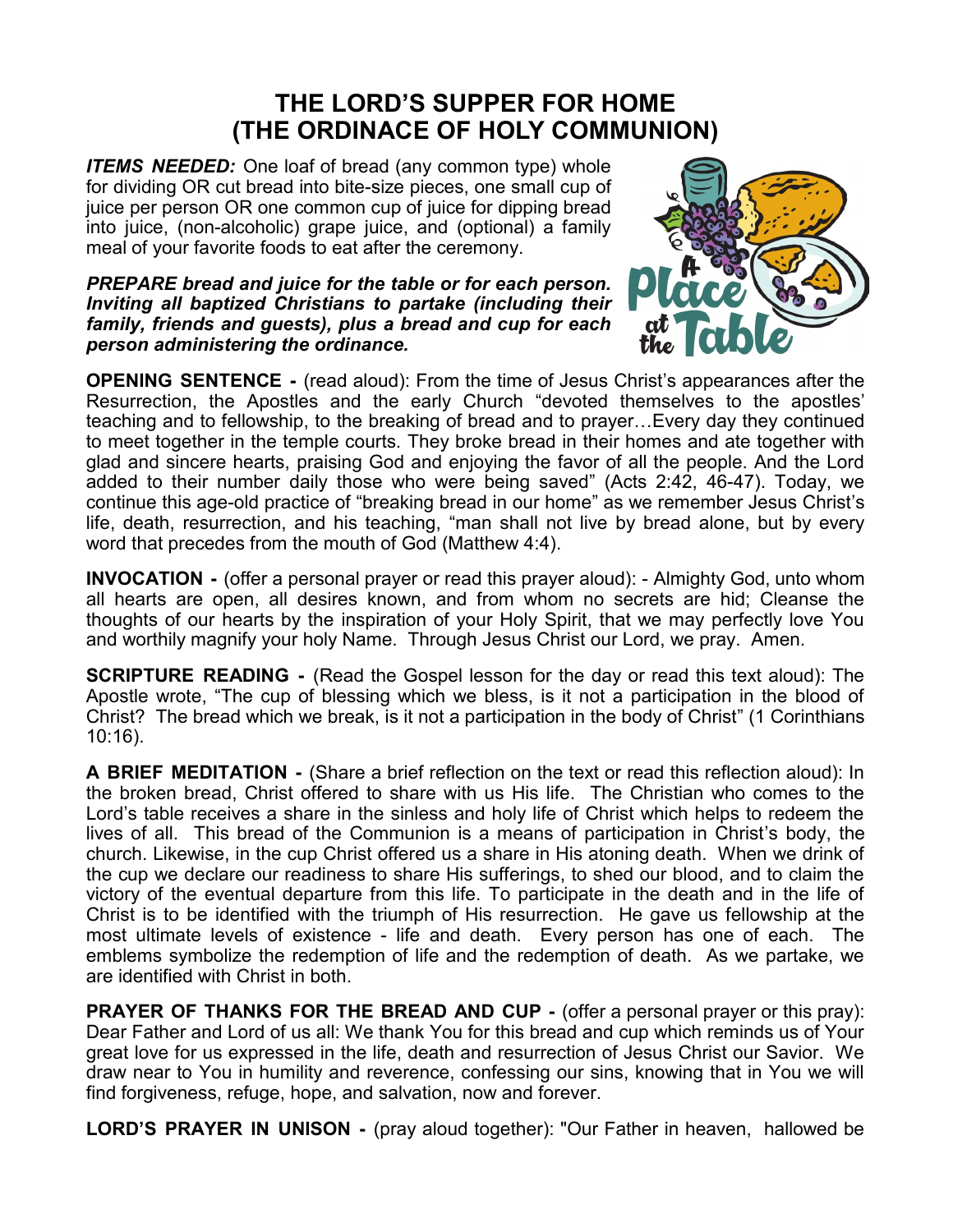# THE LORD'S SUPPER FOR HOME
# (THE ORDINACE OF HOLY COMMUNION)

***ITEMS NEEDED:*** One loaf of bread (any common type) whole for dividing OR cut bread into bite-size pieces, one small cup of juice per person OR one common cup of juice for dipping bread into juice, (non-alcoholic) grape juice, and (optional) a family meal of your favorite foods to eat after the ceremony.

***PREPARE bread and juice for the table or for each person. Inviting all baptized Christians to partake (including their family, friends and guests), plus a bread and cup for each person administering the ordinance.***

**OPENING SENTENCE -** (read aloud): From the time of Jesus Christ's appearances after the Resurrection, the Apostles and the early Church "devoted themselves to the apostles' teaching and to fellowship, to the breaking of bread and to prayer…Every day they continued to meet together in the temple courts. They broke bread in their homes and ate together with glad and sincere hearts, praising God and enjoying the favor of all the people. And the Lord added to their number daily those who were being saved" (Acts 2:42, 46-47). Today, we continue this age-old practice of "breaking bread in our home" as we remember Jesus Christ's life, death, resurrection, and his teaching, "man shall not live by bread alone, but by every word that precedes from the mouth of God (Matthew 4:4).

**INVOCATION -** (offer a personal prayer or read this prayer aloud): - Almighty God, unto whom all hearts are open, all desires known, and from whom no secrets are hid; Cleanse the thoughts of our hearts by the inspiration of your Holy Spirit, that we may perfectly love You and worthily magnify your holy Name. Through Jesus Christ our Lord, we pray. Amen.

**SCRIPTURE READING -** (Read the Gospel lesson for the day or read this text aloud): The Apostle wrote, "The cup of blessing which we bless, is it not a participation in the blood of Christ? The bread which we break, is it not a participation in the body of Christ" (1 Corinthians 10:16).

**A BRIEF MEDITATION -** (Share a brief reflection on the text or read this reflection aloud): In the broken bread, Christ offered to share with us His life. The Christian who comes to the Lord's table receives a share in the sinless and holy life of Christ which helps to redeem the lives of all. This bread of the Communion is a means of participation in Christ's body, the church. Likewise, in the cup Christ offered us a share in His atoning death. When we drink of the cup we declare our readiness to share His sufferings, to shed our blood, and to claim the victory of the eventual departure from this life. To participate in the death and in the life of Christ is to be identified with the triumph of His resurrection. He gave us fellowship at the most ultimate levels of existence - life and death. Every person has one of each. The emblems symbolize the redemption of life and the redemption of death. As we partake, we are identified with Christ in both.

**PRAYER OF THANKS FOR THE BREAD AND CUP -** (offer a personal prayer or this pray): Dear Father and Lord of us all: We thank You for this bread and cup which reminds us of Your great love for us expressed in the life, death and resurrection of Jesus Christ our Savior. We draw near to You in humility and reverence, confessing our sins, knowing that in You we will find forgiveness, refuge, hope, and salvation, now and forever.

**LORD'S PRAYER IN UNISON -** (pray aloud together): "Our Father in heaven, hallowed be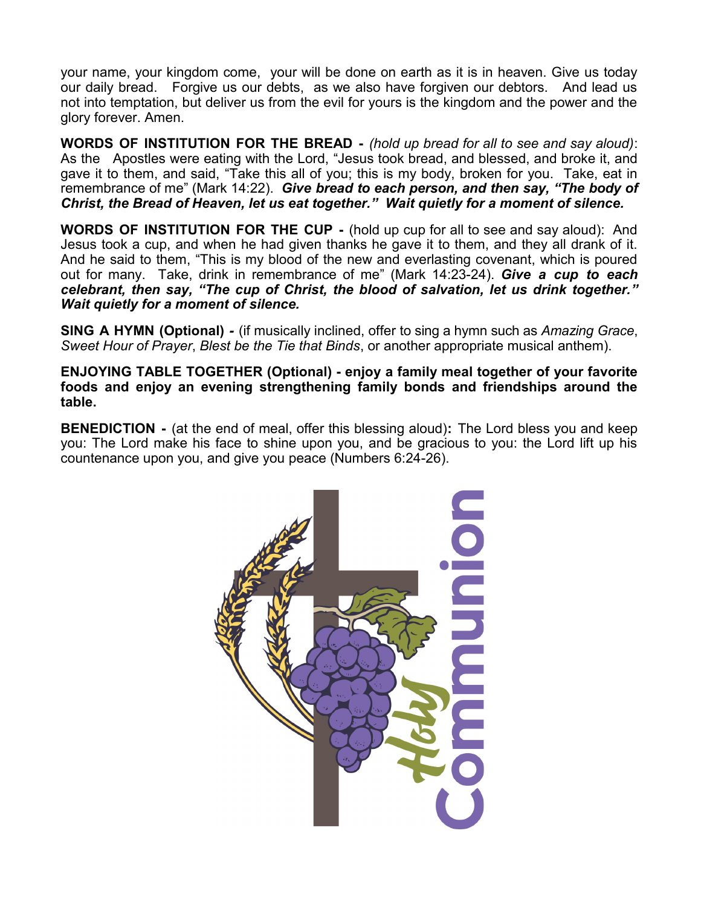your name, your kingdom come, your will be done on earth as it is in heaven. Give us today our daily bread. Forgive us our debts, as we also have forgiven our debtors. And lead us not into temptation, but deliver us from the evil for yours is the kingdom and the power and the glory forever. Amen.

**WORDS OF INSTITUTION FOR THE BREAD -** *(hold up bread for all to see and say aloud)*: As the Apostles were eating with the Lord, "Jesus took bread, and blessed, and broke it, and gave it to them, and said, "Take this all of you; this is my body, broken for you. Take, eat in remembrance of me" (Mark 14:22). ***Give bread to each person, and then say, "The body of Christ, the Bread of Heaven, let us eat together." Wait quietly for a moment of silence.***

**WORDS OF INSTITUTION FOR THE CUP -** (hold up cup for all to see and say aloud): And Jesus took a cup, and when he had given thanks he gave it to them, and they all drank of it. And he said to them, "This is my blood of the new and everlasting covenant, which is poured out for many. Take, drink in remembrance of me" (Mark 14:23-24). ***Give a cup to each celebrant, then say, "The cup of Christ, the blood of salvation, let us drink together." Wait quietly for a moment of silence.***

**SING A HYMN (Optional)** ***-*** (if musically inclined, offer to sing a hymn such as *Amazing Grace*, *Sweet Hour of Prayer*, *Blest be the Tie that Binds*, or another appropriate musical anthem).

**ENJOYING TABLE TOGETHER (Optional) - enjoy a family meal together of your favorite foods and enjoy an evening strengthening family bonds and friendships around the table.**

**BENEDICTION -** (at the end of meal, offer this blessing aloud)**:** The Lord bless you and keep you: The Lord make his face to shine upon you, and be gracious to you: the Lord lift up his countenance upon you, and give you peace (Numbers 6:24-26).

Holy Communion